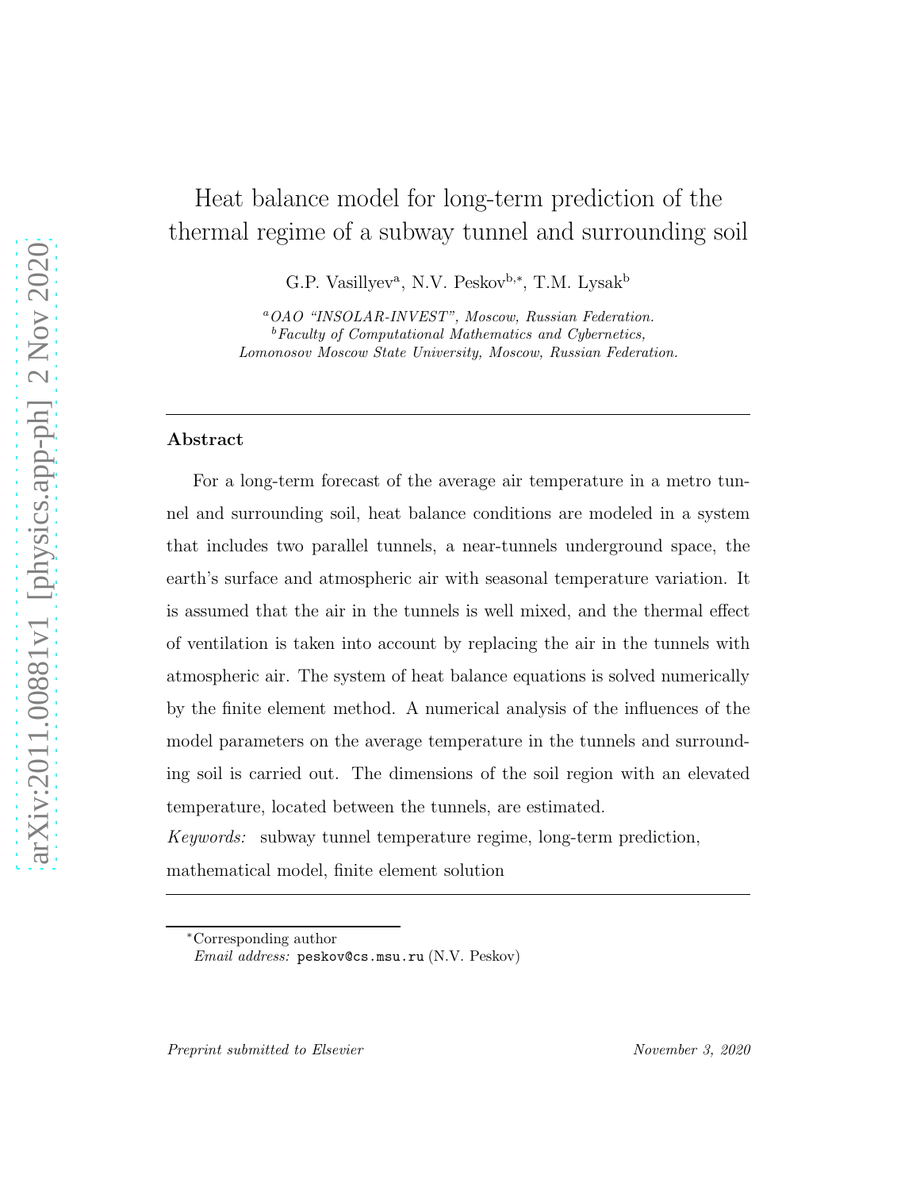# Heat balance model for long-term prediction of the thermal regime of a subway tunnel and surrounding soil

G.P. Vasillyev[a], N.V. Peskov[b,*], T.M. Lysak[b]

[a]*OAO "INSOLAR-INVEST", Moscow, Russian Federation.*
[b]*Faculty of Computational Mathematics and Cybernetics, Lomonosov Moscow State University, Moscow, Russian Federation.*

---

## Abstract

For a long-term forecast of the average air temperature in a metro tunnel and surrounding soil, heat balance conditions are modeled in a system that includes two parallel tunnels, a near-tunnels underground space, the earth's surface and atmospheric air with seasonal temperature variation. It is assumed that the air in the tunnels is well mixed, and the thermal effect of ventilation is taken into account by replacing the air in the tunnels with atmospheric air. The system of heat balance equations is solved numerically by the finite element method. A numerical analysis of the influences of the model parameters on the average temperature in the tunnels and surrounding soil is carried out. The dimensions of the soil region with an elevated temperature, located between the tunnels, are estimated.

*Keywords:* subway tunnel temperature regime, long-term prediction, mathematical model, finite element solution

---

*Corresponding author
*Email address:* peskov@cs.msu.ru (N.V. Peskov)

*Preprint submitted to Elsevier* *November 3, 2020*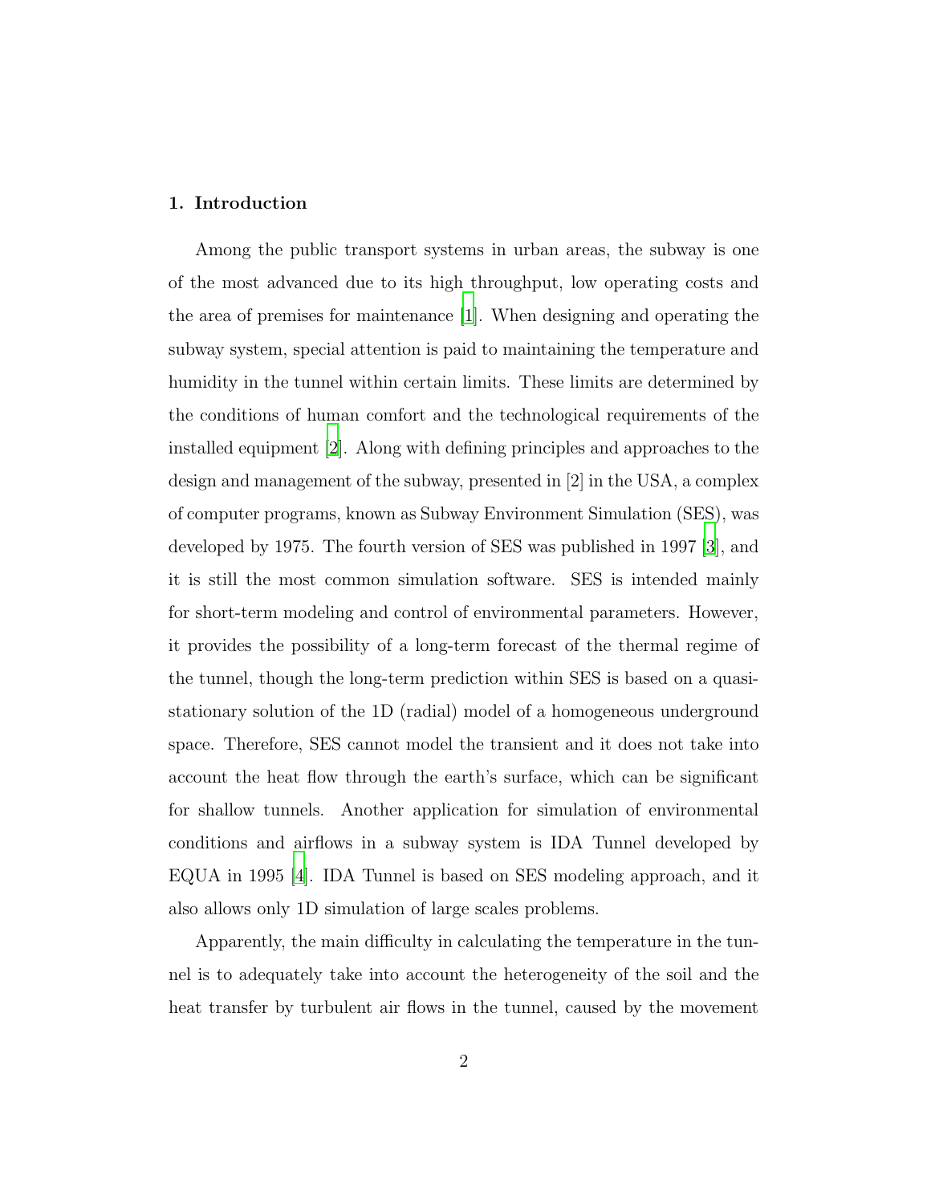## 1. Introduction

Among the public transport systems in urban areas, the subway is one of the most advanced due to its high throughput, low operating costs and the area of premises for maintenance [1]. When designing and operating the subway system, special attention is paid to maintaining the temperature and humidity in the tunnel within certain limits. These limits are determined by the conditions of human comfort and the technological requirements of the installed equipment [2]. Along with defining principles and approaches to the design and management of the subway, presented in [2] in the USA, a complex of computer programs, known as Subway Environment Simulation (SES), was developed by 1975. The fourth version of SES was published in 1997 [3], and it is still the most common simulation software. SES is intended mainly for short-term modeling and control of environmental parameters. However, it provides the possibility of a long-term forecast of the thermal regime of the tunnel, though the long-term prediction within SES is based on a quasi-stationary solution of the 1D (radial) model of a homogeneous underground space. Therefore, SES cannot model the transient and it does not take into account the heat flow through the earth's surface, which can be significant for shallow tunnels. Another application for simulation of environmental conditions and airflows in a subway system is IDA Tunnel developed by EQUA in 1995 [4]. IDA Tunnel is based on SES modeling approach, and it also allows only 1D simulation of large scales problems.

Apparently, the main difficulty in calculating the temperature in the tunnel is to adequately take into account the heterogeneity of the soil and the heat transfer by turbulent air flows in the tunnel, caused by the movement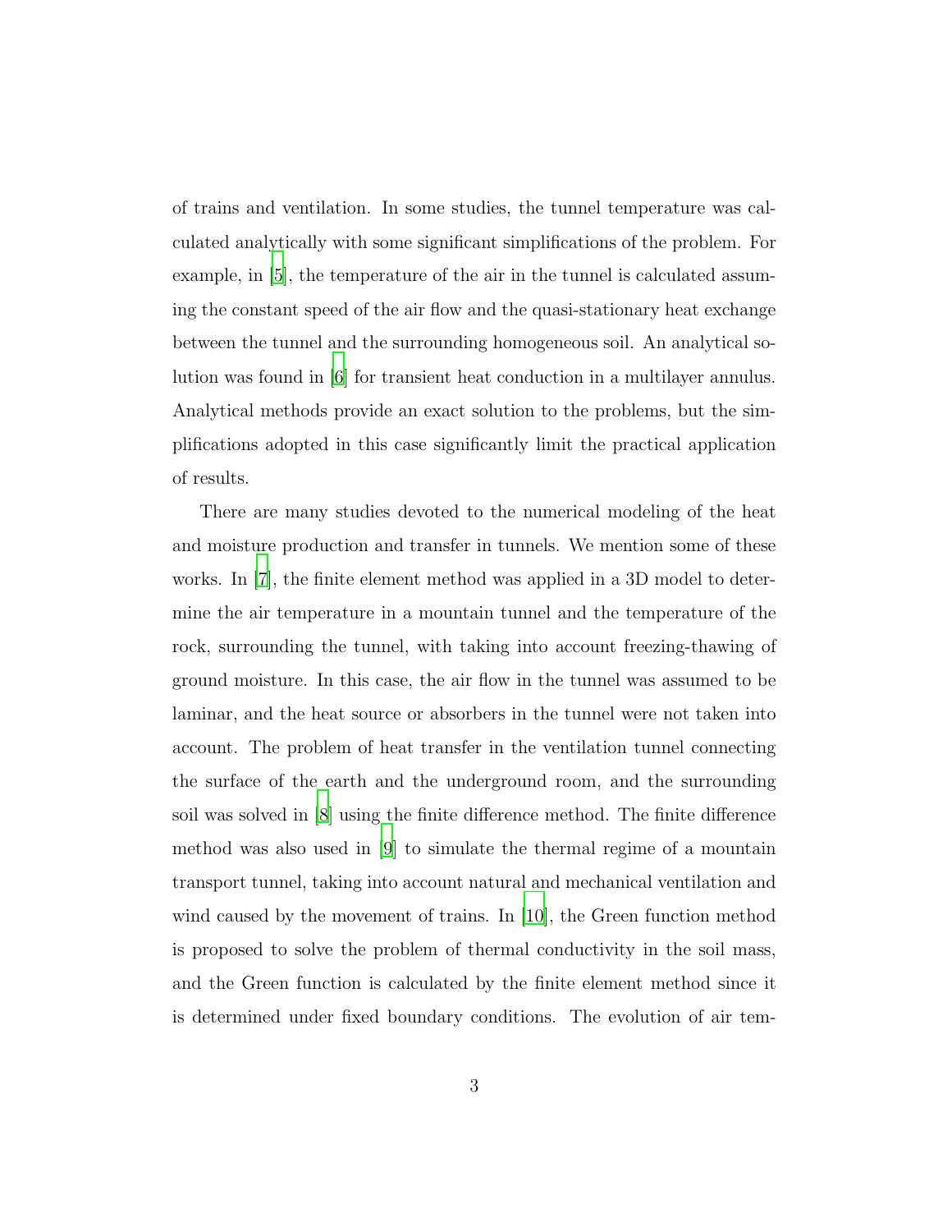of trains and ventilation. In some studies, the tunnel temperature was calculated analytically with some significant simplifications of the problem. For example, in [5], the temperature of the air in the tunnel is calculated assuming the constant speed of the air flow and the quasi-stationary heat exchange between the tunnel and the surrounding homogeneous soil. An analytical solution was found in [6] for transient heat conduction in a multilayer annulus. Analytical methods provide an exact solution to the problems, but the simplifications adopted in this case significantly limit the practical application of results.

There are many studies devoted to the numerical modeling of the heat and moisture production and transfer in tunnels. We mention some of these works. In [7], the finite element method was applied in a 3D model to determine the air temperature in a mountain tunnel and the temperature of the rock, surrounding the tunnel, with taking into account freezing-thawing of ground moisture. In this case, the air flow in the tunnel was assumed to be laminar, and the heat source or absorbers in the tunnel were not taken into account. The problem of heat transfer in the ventilation tunnel connecting the surface of the earth and the underground room, and the surrounding soil was solved in [8] using the finite difference method. The finite difference method was also used in [9] to simulate the thermal regime of a mountain transport tunnel, taking into account natural and mechanical ventilation and wind caused by the movement of trains. In [10], the Green function method is proposed to solve the problem of thermal conductivity in the soil mass, and the Green function is calculated by the finite element method since it is determined under fixed boundary conditions. The evolution of air tem-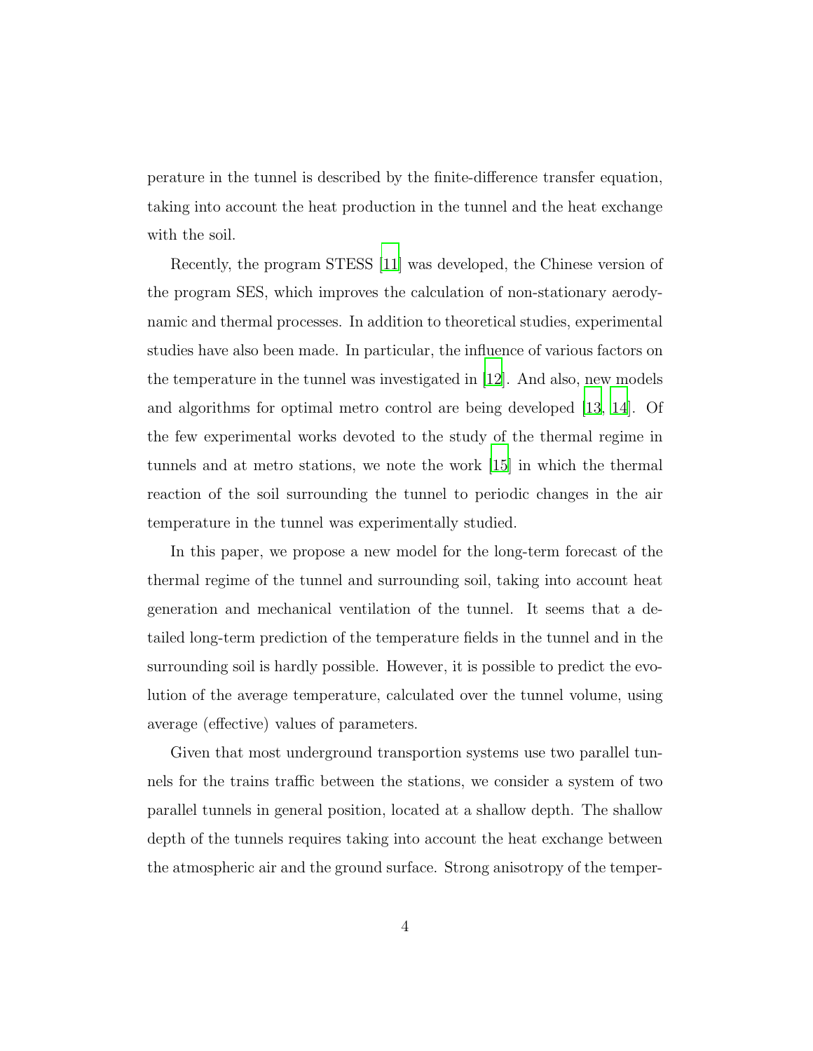perature in the tunnel is described by the finite-difference transfer equation, taking into account the heat production in the tunnel and the heat exchange with the soil.

Recently, the program STESS [11] was developed, the Chinese version of the program SES, which improves the calculation of non-stationary aerodynamic and thermal processes. In addition to theoretical studies, experimental studies have also been made. In particular, the influence of various factors on the temperature in the tunnel was investigated in [12]. And also, new models and algorithms for optimal metro control are being developed [13, 14]. Of the few experimental works devoted to the study of the thermal regime in tunnels and at metro stations, we note the work [15] in which the thermal reaction of the soil surrounding the tunnel to periodic changes in the air temperature in the tunnel was experimentally studied.

In this paper, we propose a new model for the long-term forecast of the thermal regime of the tunnel and surrounding soil, taking into account heat generation and mechanical ventilation of the tunnel. It seems that a detailed long-term prediction of the temperature fields in the tunnel and in the surrounding soil is hardly possible. However, it is possible to predict the evolution of the average temperature, calculated over the tunnel volume, using average (effective) values of parameters.

Given that most underground transportion systems use two parallel tunnels for the trains traffic between the stations, we consider a system of two parallel tunnels in general position, located at a shallow depth. The shallow depth of the tunnels requires taking into account the heat exchange between the atmospheric air and the ground surface. Strong anisotropy of the temper-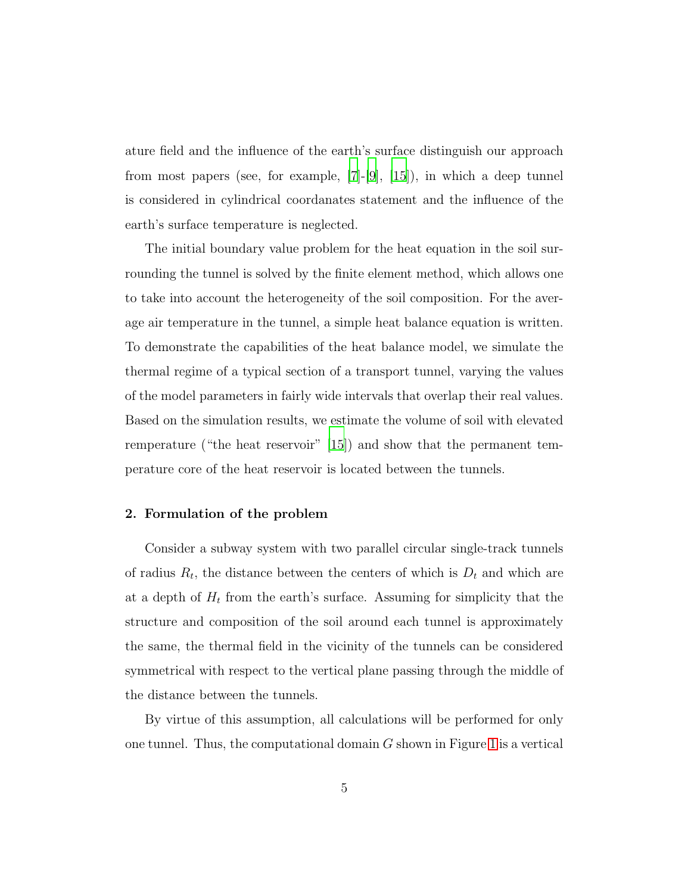ature field and the influence of the earth's surface distinguish our approach from most papers (see, for example, [7]-[9], [15]), in which a deep tunnel is considered in cylindrical coordanates statement and the influence of the earth's surface temperature is neglected.

The initial boundary value problem for the heat equation in the soil surrounding the tunnel is solved by the finite element method, which allows one to take into account the heterogeneity of the soil composition. For the average air temperature in the tunnel, a simple heat balance equation is written. To demonstrate the capabilities of the heat balance model, we simulate the thermal regime of a typical section of a transport tunnel, varying the values of the model parameters in fairly wide intervals that overlap their real values. Based on the simulation results, we estimate the volume of soil with elevated remperature ("the heat reservoir" [15]) and show that the permanent temperature core of the heat reservoir is located between the tunnels.

## 2. Formulation of the problem

Consider a subway system with two parallel circular single-track tunnels of radius $R_t$, the distance between the centers of which is $D_t$ and which are at a depth of $H_t$ from the earth's surface. Assuming for simplicity that the structure and composition of the soil around each tunnel is approximately the same, the thermal field in the vicinity of the tunnels can be considered symmetrical with respect to the vertical plane passing through the middle of the distance between the tunnels.

By virtue of this assumption, all calculations will be performed for only one tunnel. Thus, the computational domain $G$ shown in Figure 1 is a vertical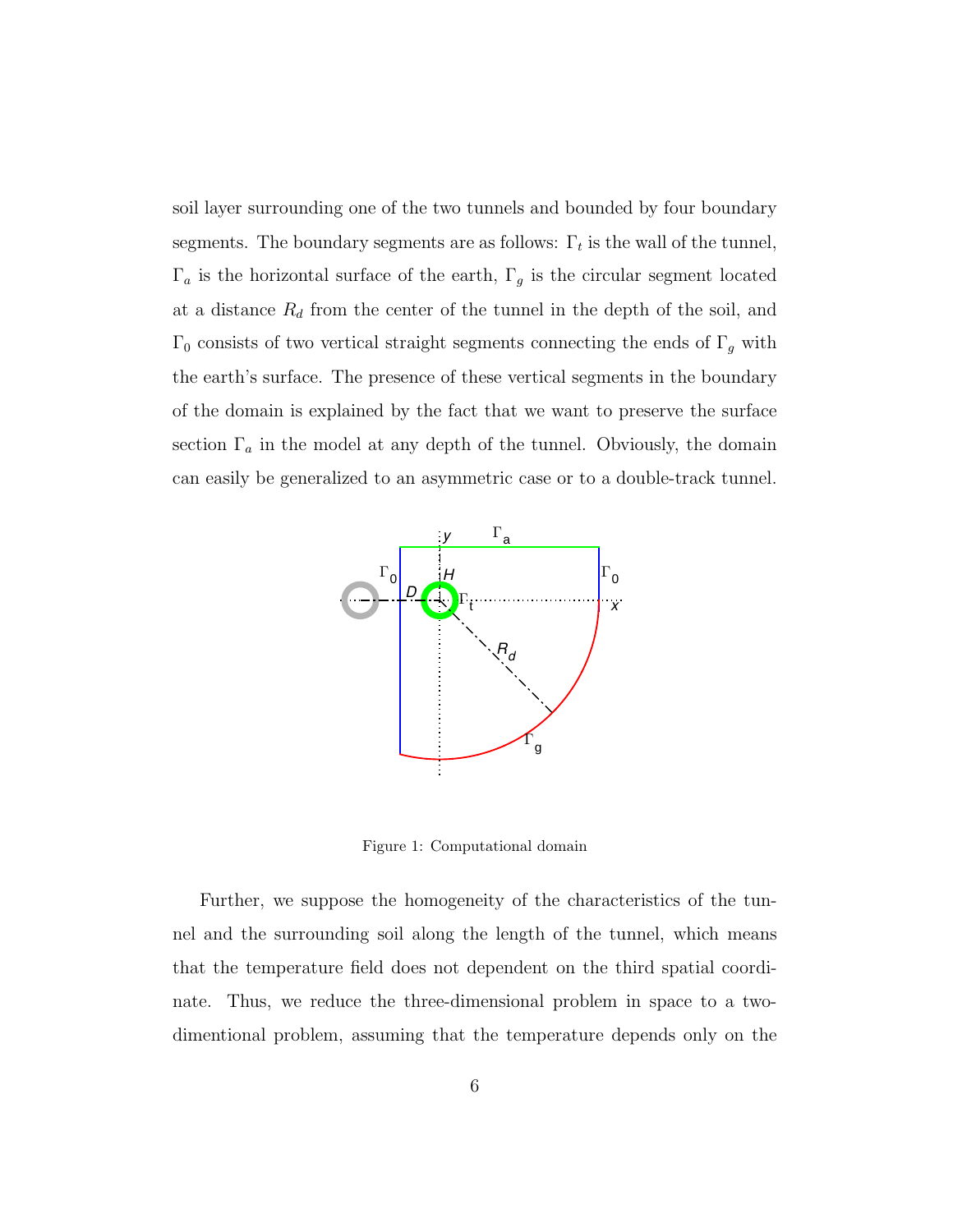soil layer surrounding one of the two tunnels and bounded by four boundary segments. The boundary segments are as follows: $\Gamma_t$ is the wall of the tunnel, $\Gamma_a$ is the horizontal surface of the earth, $\Gamma_g$ is the circular segment located at a distance $R_d$ from the center of the tunnel in the depth of the soil, and $\Gamma_0$ consists of two vertical straight segments connecting the ends of $\Gamma_g$ with the earth's surface. The presence of these vertical segments in the boundary of the domain is explained by the fact that we want to preserve the surface section $\Gamma_a$ in the model at any depth of the tunnel. Obviously, the domain can easily be generalized to an asymmetric case or to a double-track tunnel.

$y$
$\Gamma_a$
$\Gamma_0$
$H$
$\Gamma_0$
$D$
$\Gamma_t$
$x$
$R_d$
$\Gamma_g$

Figure 1: Computational domain

Further, we suppose the homogeneity of the characteristics of the tunnel and the surrounding soil along the length of the tunnel, which means that the temperature field does not dependent on the third spatial coordinate. Thus, we reduce the three-dimensional problem in space to a two-dimentional problem, assuming that the temperature depends only on the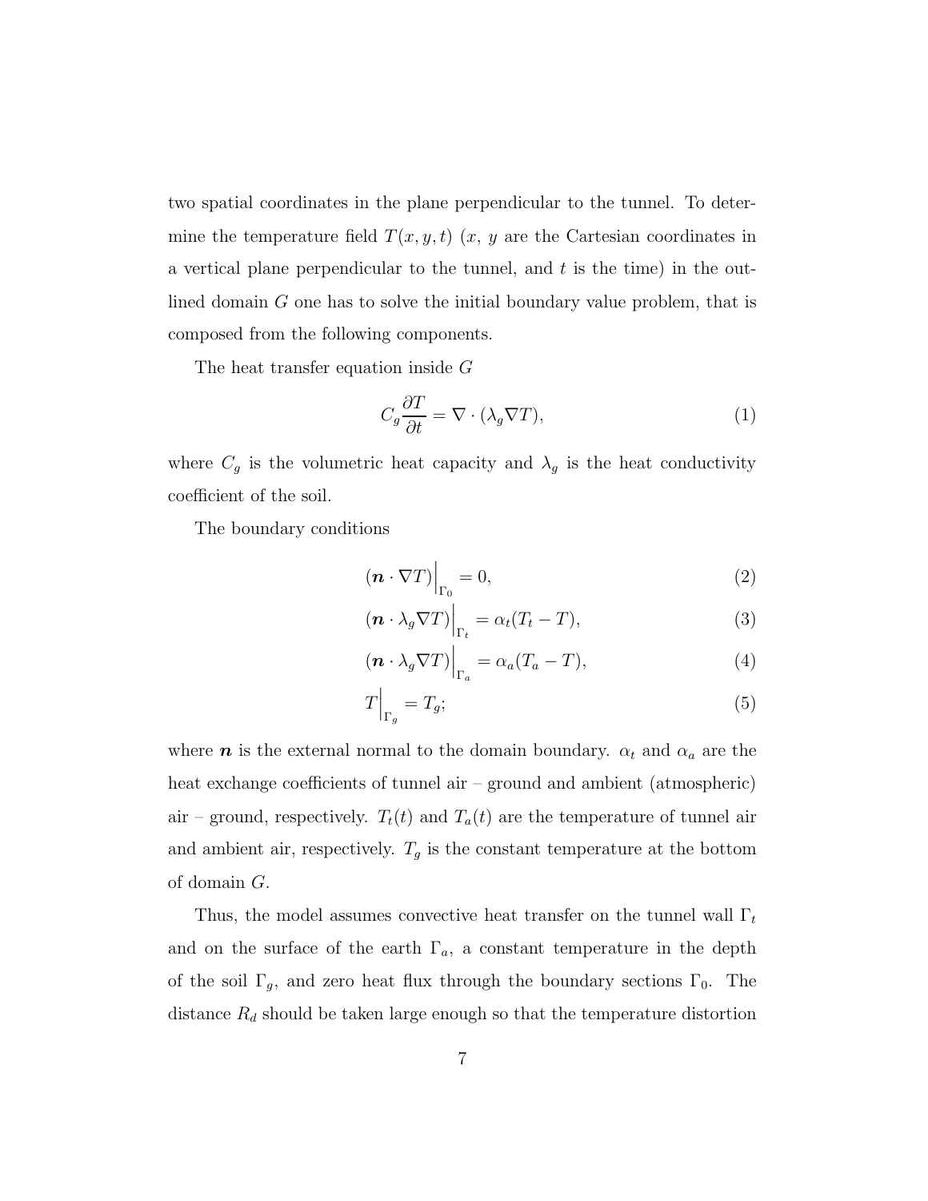two spatial coordinates in the plane perpendicular to the tunnel. To determine the temperature field $T(x, y, t)$ ($x$, $y$ are the Cartesian coordinates in a vertical plane perpendicular to the tunnel, and $t$ is the time) in the outlined domain $G$ one has to solve the initial boundary value problem, that is composed from the following components.

The heat transfer equation inside $G$

$$C_g \frac{\partial T}{\partial t} = \nabla \cdot (\lambda_g \nabla T), \tag{1}$$

where $C_g$ is the volumetric heat capacity and $\lambda_g$ is the heat conductivity coefficient of the soil.

The boundary conditions

$$(\boldsymbol{n} \cdot \nabla T)\Big|_{\Gamma_0} = 0, \tag{2}$$

$$(\boldsymbol{n} \cdot \lambda_g \nabla T)\Big|_{\Gamma_t} = \alpha_t (T_t - T), \tag{3}$$

$$(\boldsymbol{n} \cdot \lambda_g \nabla T)\Big|_{\Gamma_a} = \alpha_a (T_a - T), \tag{4}$$

$$T\Big|_{\Gamma_g} = T_g; \tag{5}$$

where $\boldsymbol{n}$ is the external normal to the domain boundary. $\alpha_t$ and $\alpha_a$ are the heat exchange coefficients of tunnel air – ground and ambient (atmospheric) air – ground, respectively. $T_t(t)$ and $T_a(t)$ are the temperature of tunnel air and ambient air, respectively. $T_g$ is the constant temperature at the bottom of domain $G$.

Thus, the model assumes convective heat transfer on the tunnel wall $\Gamma_t$ and on the surface of the earth $\Gamma_a$, a constant temperature in the depth of the soil $\Gamma_g$, and zero heat flux through the boundary sections $\Gamma_0$. The distance $R_d$ should be taken large enough so that the temperature distortion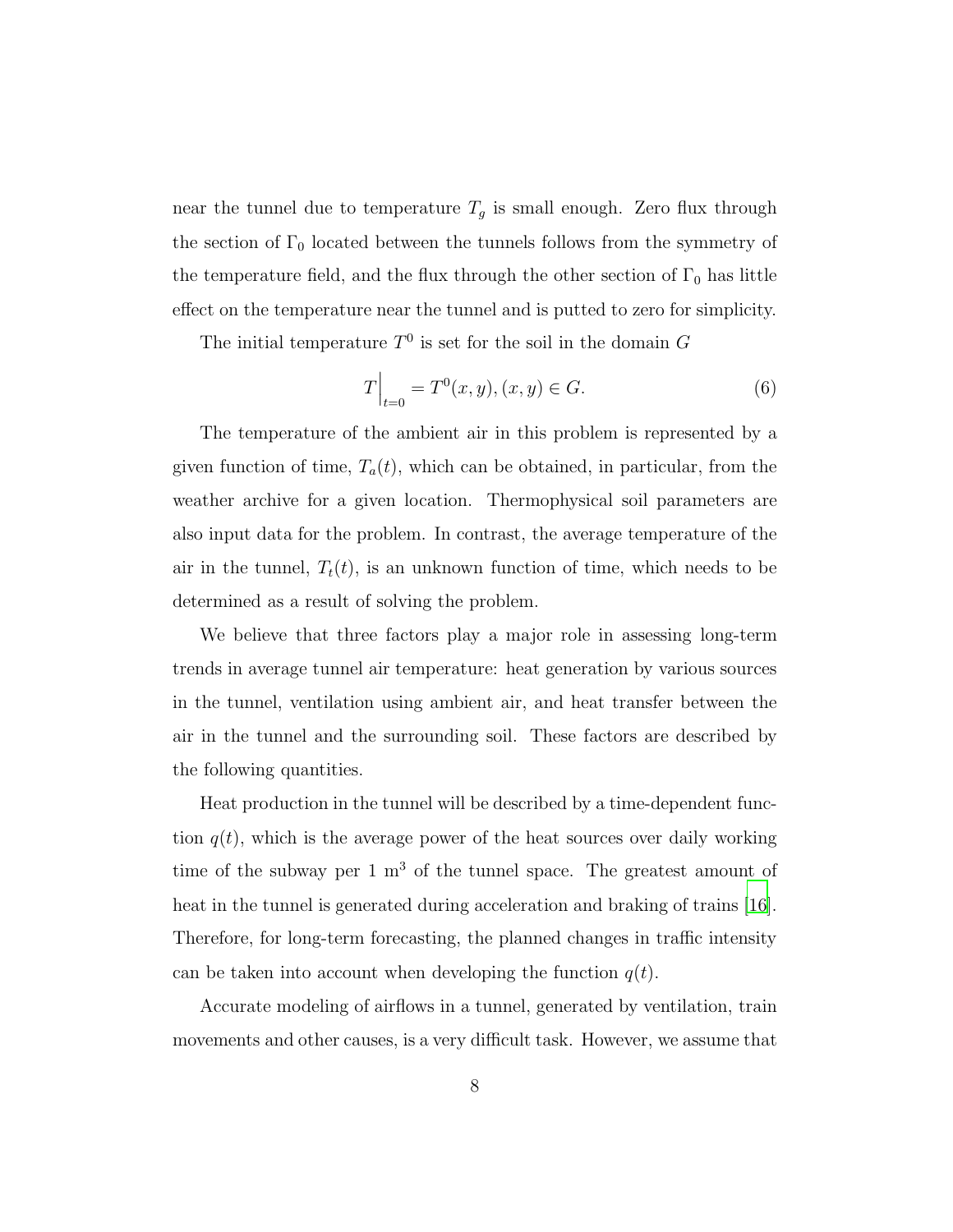near the tunnel due to temperature $T_g$ is small enough. Zero flux through the section of $\Gamma_0$ located between the tunnels follows from the symmetry of the temperature field, and the flux through the other section of $\Gamma_0$ has little effect on the temperature near the tunnel and is putted to zero for simplicity.

The initial temperature $T^0$ is set for the soil in the domain $G$

$$T\Big|_{t=0} = T^0(x, y), (x, y) \in G. \tag{6}$$

The temperature of the ambient air in this problem is represented by a given function of time, $T_a(t)$, which can be obtained, in particular, from the weather archive for a given location. Thermophysical soil parameters are also input data for the problem. In contrast, the average temperature of the air in the tunnel, $T_t(t)$, is an unknown function of time, which needs to be determined as a result of solving the problem.

We believe that three factors play a major role in assessing long-term trends in average tunnel air temperature: heat generation by various sources in the tunnel, ventilation using ambient air, and heat transfer between the air in the tunnel and the surrounding soil. These factors are described by the following quantities.

Heat production in the tunnel will be described by a time-dependent function $q(t)$, which is the average power of the heat sources over daily working time of the subway per 1 m$^3$ of the tunnel space. The greatest amount of heat in the tunnel is generated during acceleration and braking of trains [16]. Therefore, for long-term forecasting, the planned changes in traffic intensity can be taken into account when developing the function $q(t)$.

Accurate modeling of airflows in a tunnel, generated by ventilation, train movements and other causes, is a very difficult task. However, we assume that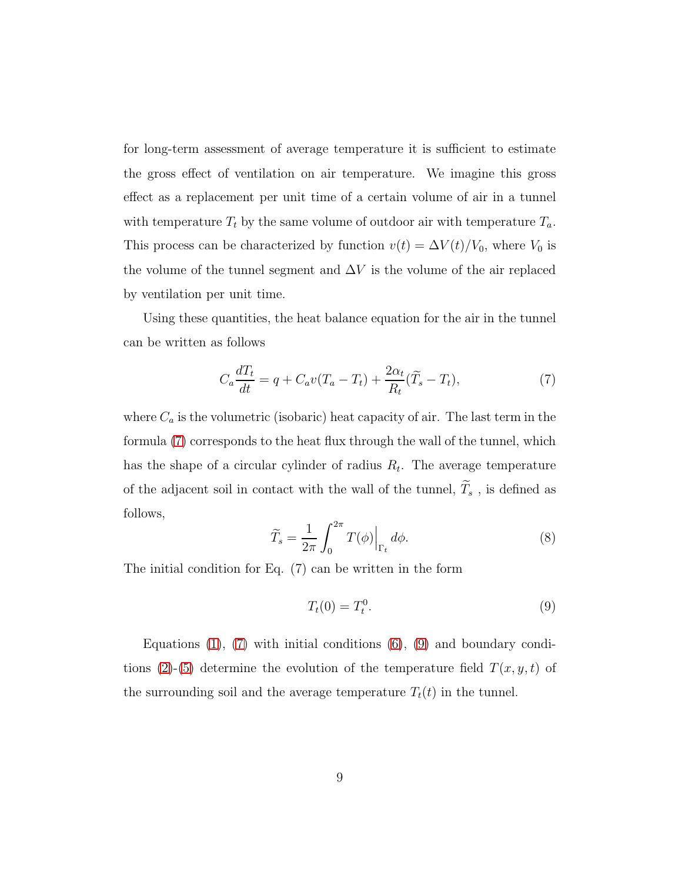for long-term assessment of average temperature it is sufficient to estimate the gross effect of ventilation on air temperature. We imagine this gross effect as a replacement per unit time of a certain volume of air in a tunnel with temperature $T_t$ by the same volume of outdoor air with temperature $T_a$. This process can be characterized by function $v(t) = \Delta V(t)/V_0$, where $V_0$ is the volume of the tunnel segment and $\Delta V$ is the volume of the air replaced by ventilation per unit time.

Using these quantities, the heat balance equation for the air in the tunnel can be written as follows

$$C_a \frac{dT_t}{dt} = q + C_a v(T_a - T_t) + \frac{2\alpha_t}{R_t}(\widetilde{T}_s - T_t), \tag{7}$$

where $C_a$ is the volumetric (isobaric) heat capacity of air. The last term in the formula (7) corresponds to the heat flux through the wall of the tunnel, which has the shape of a circular cylinder of radius $R_t$. The average temperature of the adjacent soil in contact with the wall of the tunnel, $\widetilde{T}_s$ , is defined as follows,

$$\widetilde{T}_s = \frac{1}{2\pi} \int_0^{2\pi} T(\phi)\Big|_{\Gamma_t} d\phi. \tag{8}$$

The initial condition for Eq. (7) can be written in the form

$$T_t(0) = T_t^0. \tag{9}$$

Equations (1), (7) with initial conditions (6), (9) and boundary conditions (2)-(5) determine the evolution of the temperature field $T(x, y, t)$ of the surrounding soil and the average temperature $T_t(t)$ in the tunnel.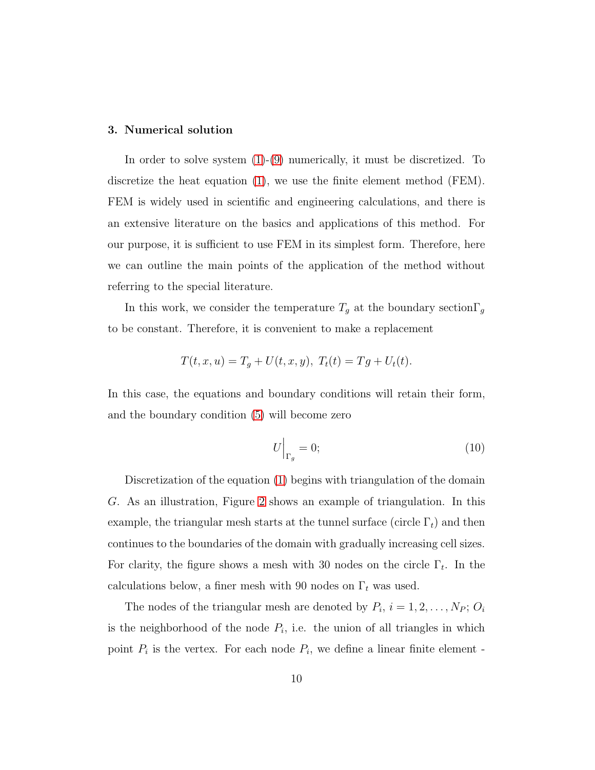### 3. Numerical solution

In order to solve system (1)-(9) numerically, it must be discretized. To discretize the heat equation (1), we use the finite element method (FEM). FEM is widely used in scientific and engineering calculations, and there is an extensive literature on the basics and applications of this method. For our purpose, it is sufficient to use FEM in its simplest form. Therefore, here we can outline the main points of the application of the method without referring to the special literature.

In this work, we consider the temperature $T_g$ at the boundary section$\Gamma_g$ to be constant. Therefore, it is convenient to make a replacement

$$T(t, x, u) = T_g + U(t, x, y),\ T_t(t) = Tg + U_t(t).$$

In this case, the equations and boundary conditions will retain their form, and the boundary condition (5) will become zero

$$U\Big|_{\Gamma_g} = 0; \tag{10}$$

Discretization of the equation (1) begins with triangulation of the domain $G$. As an illustration, Figure 2 shows an example of triangulation. In this example, the triangular mesh starts at the tunnel surface (circle $\Gamma_t$) and then continues to the boundaries of the domain with gradually increasing cell sizes. For clarity, the figure shows a mesh with 30 nodes on the circle $\Gamma_t$. In the calculations below, a finer mesh with 90 nodes on $\Gamma_t$ was used.

The nodes of the triangular mesh are denoted by $P_i$, $i = 1, 2, \ldots, N_P$; $O_i$ is the neighborhood of the node $P_i$, i.e. the union of all triangles in which point $P_i$ is the vertex. For each node $P_i$, we define a linear finite element -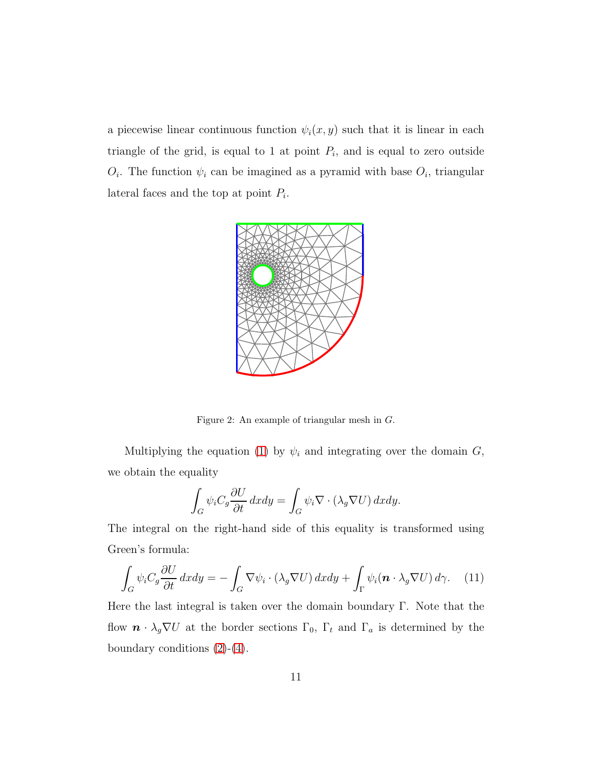a piecewise linear continuous function $\psi_i(x, y)$ such that it is linear in each triangle of the grid, is equal to 1 at point $P_i$, and is equal to zero outside $O_i$. The function $\psi_i$ can be imagined as a pyramid with base $O_i$, triangular lateral faces and the top at point $P_i$.

Figure 2: An example of triangular mesh in $G$.

Multiplying the equation (1) by $\psi_i$ and integrating over the domain $G$, we obtain the equality

$$\int_G \psi_i C_g \frac{\partial U}{\partial t}\, dxdy = \int_G \psi_i \nabla \cdot (\lambda_g \nabla U)\, dxdy.$$

The integral on the right-hand side of this equality is transformed using Green's formula:

$$\int_G \psi_i C_g \frac{\partial U}{\partial t}\, dxdy = -\int_G \nabla \psi_i \cdot (\lambda_g \nabla U)\, dxdy + \int_\Gamma \psi_i (\boldsymbol{n} \cdot \lambda_g \nabla U)\, d\gamma. \quad (11)$$

Here the last integral is taken over the domain boundary $\Gamma$. Note that the flow $\boldsymbol{n} \cdot \lambda_g \nabla U$ at the border sections $\Gamma_0$, $\Gamma_t$ and $\Gamma_a$ is determined by the boundary conditions (2)-(4).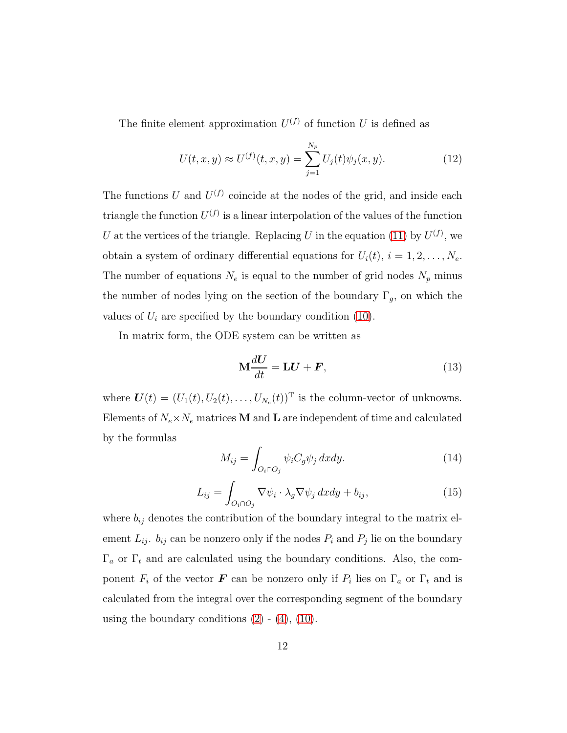The finite element approximation $U^{(f)}$ of function $U$ is defined as

$$U(t, x, y) \approx U^{(f)}(t, x, y) = \sum_{j=1}^{N_p} U_j(t)\psi_j(x, y). \tag{12}$$

The functions $U$ and $U^{(f)}$ coincide at the nodes of the grid, and inside each triangle the function $U^{(f)}$ is a linear interpolation of the values of the function $U$ at the vertices of the triangle. Replacing $U$ in the equation (11) by $U^{(f)}$, we obtain a system of ordinary differential equations for $U_i(t)$, $i = 1, 2, \ldots, N_e$. The number of equations $N_e$ is equal to the number of grid nodes $N_p$ minus the number of nodes lying on the section of the boundary $\Gamma_g$, on which the values of $U_i$ are specified by the boundary condition (10).

In matrix form, the ODE system can be written as

$$\mathbf{M}\frac{d\boldsymbol{U}}{dt} = \mathbf{L}\boldsymbol{U} + \boldsymbol{F}, \tag{13}$$

where $\boldsymbol{U}(t) = (U_1(t), U_2(t), \ldots, U_{N_e}(t))^{\mathrm{T}}$ is the column-vector of unknowns. Elements of $N_e \times N_e$ matrices $\mathbf{M}$ and $\mathbf{L}$ are independent of time and calculated by the formulas

$$M_{ij} = \int_{O_i \cap O_j} \psi_i C_g \psi_j \, dxdy. \tag{14}$$

$$L_{ij} = \int_{O_i \cap O_j} \nabla\psi_i \cdot \lambda_g \nabla\psi_j \, dxdy + b_{ij}, \tag{15}$$

where $b_{ij}$ denotes the contribution of the boundary integral to the matrix element $L_{ij}$. $b_{ij}$ can be nonzero only if the nodes $P_i$ and $P_j$ lie on the boundary $\Gamma_a$ or $\Gamma_t$ and are calculated using the boundary conditions. Also, the component $F_i$ of the vector $\boldsymbol{F}$ can be nonzero only if $P_i$ lies on $\Gamma_a$ or $\Gamma_t$ and is calculated from the integral over the corresponding segment of the boundary using the boundary conditions (2) - (4), (10).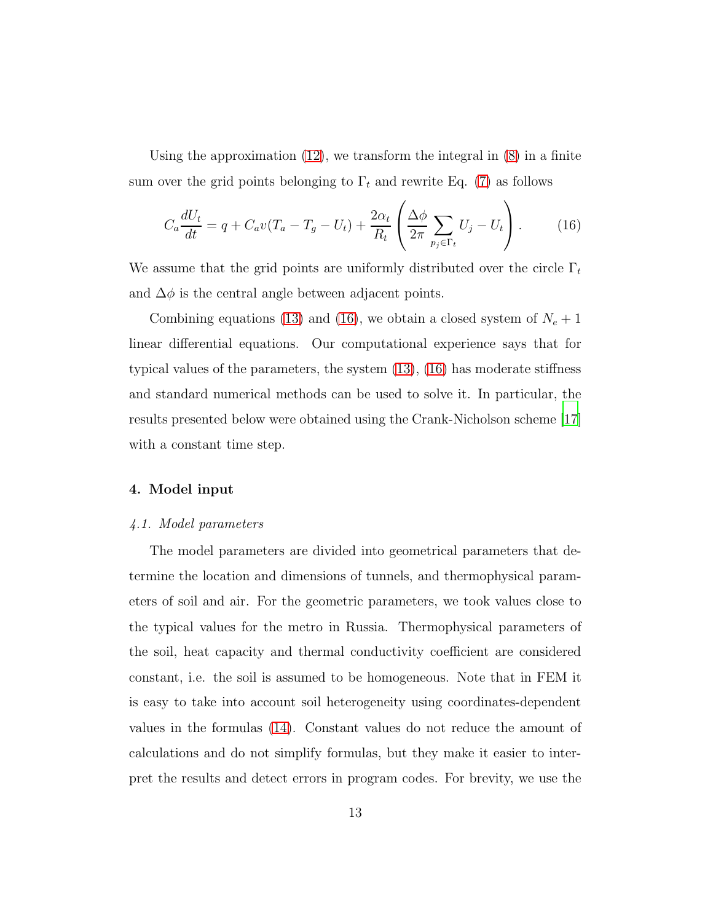Using the approximation (12), we transform the integral in (8) in a finite sum over the grid points belonging to $\Gamma_t$ and rewrite Eq. (7) as follows

$$C_a \frac{dU_t}{dt} = q + C_a v(T_a - T_g - U_t) + \frac{2\alpha_t}{R_t} \left( \frac{\Delta\phi}{2\pi} \sum_{p_j \in \Gamma_t} U_j - U_t \right). \qquad (16)$$

We assume that the grid points are uniformly distributed over the circle $\Gamma_t$ and $\Delta\phi$ is the central angle between adjacent points.

Combining equations (13) and (16), we obtain a closed system of $N_e + 1$ linear differential equations. Our computational experience says that for typical values of the parameters, the system (13), (16) has moderate stiffness and standard numerical methods can be used to solve it. In particular, the results presented below were obtained using the Crank-Nicholson scheme [17] with a constant time step.

## 4. Model input

### *4.1. Model parameters*

The model parameters are divided into geometrical parameters that determine the location and dimensions of tunnels, and thermophysical parameters of soil and air. For the geometric parameters, we took values close to the typical values for the metro in Russia. Thermophysical parameters of the soil, heat capacity and thermal conductivity coefficient are considered constant, i.e. the soil is assumed to be homogeneous. Note that in FEM it is easy to take into account soil heterogeneity using coordinates-dependent values in the formulas (14). Constant values do not reduce the amount of calculations and do not simplify formulas, but they make it easier to interpret the results and detect errors in program codes. For brevity, we use the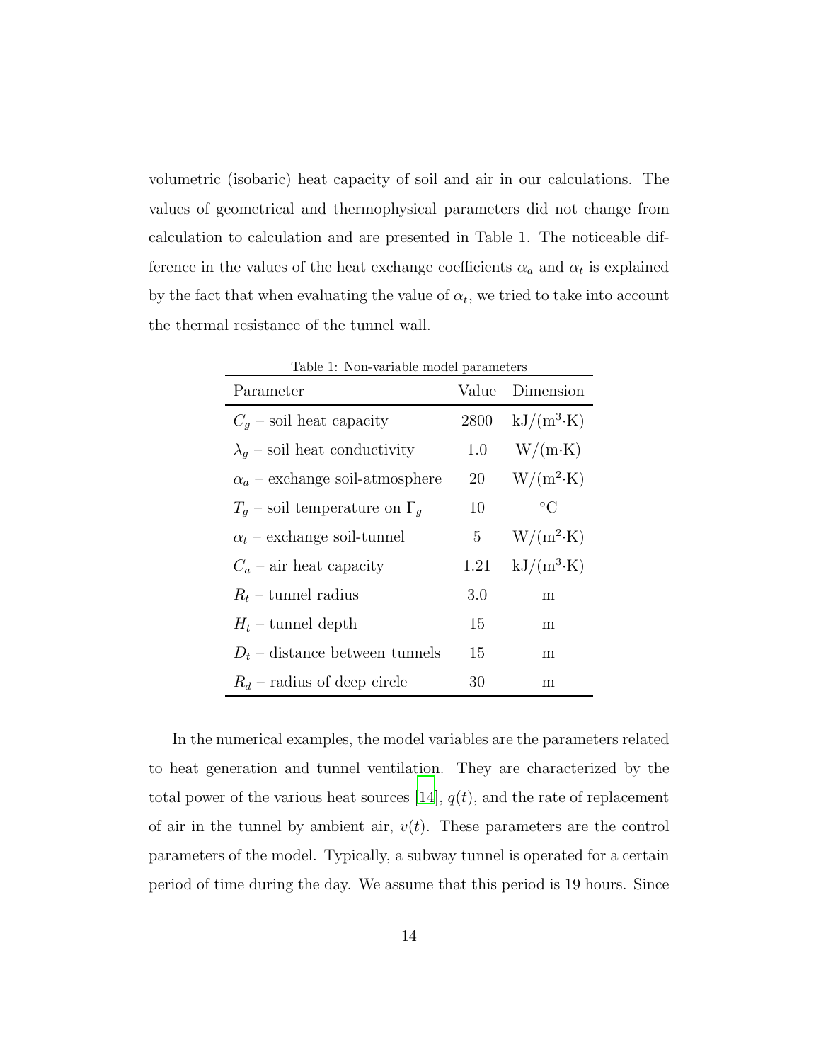volumetric (isobaric) heat capacity of soil and air in our calculations. The values of geometrical and thermophysical parameters did not change from calculation to calculation and are presented in Table 1. The noticeable difference in the values of the heat exchange coefficients $\alpha_a$ and $\alpha_t$ is explained by the fact that when evaluating the value of $\alpha_t$, we tried to take into account the thermal resistance of the tunnel wall.

Table 1: Non-variable model parameters

| Parameter | Value | Dimension |
|---|---|---|
| $C_g$ – soil heat capacity | 2800 | kJ/(m$^3$·K) |
| $\lambda_g$ – soil heat conductivity | 1.0 | W/(m·K) |
| $\alpha_a$ – exchange soil-atmosphere | 20 | W/(m$^2$·K) |
| $T_g$ – soil temperature on $\Gamma_g$ | 10 | °C |
| $\alpha_t$ – exchange soil-tunnel | 5 | W/(m$^2$·K) |
| $C_a$ – air heat capacity | 1.21 | kJ/(m$^3$·K) |
| $R_t$ – tunnel radius | 3.0 | m |
| $H_t$ – tunnel depth | 15 | m |
| $D_t$ – distance between tunnels | 15 | m |
| $R_d$ – radius of deep circle | 30 | m |

In the numerical examples, the model variables are the parameters related to heat generation and tunnel ventilation. They are characterized by the total power of the various heat sources [14], $q(t)$, and the rate of replacement of air in the tunnel by ambient air, $v(t)$. These parameters are the control parameters of the model. Typically, a subway tunnel is operated for a certain period of time during the day. We assume that this period is 19 hours. Since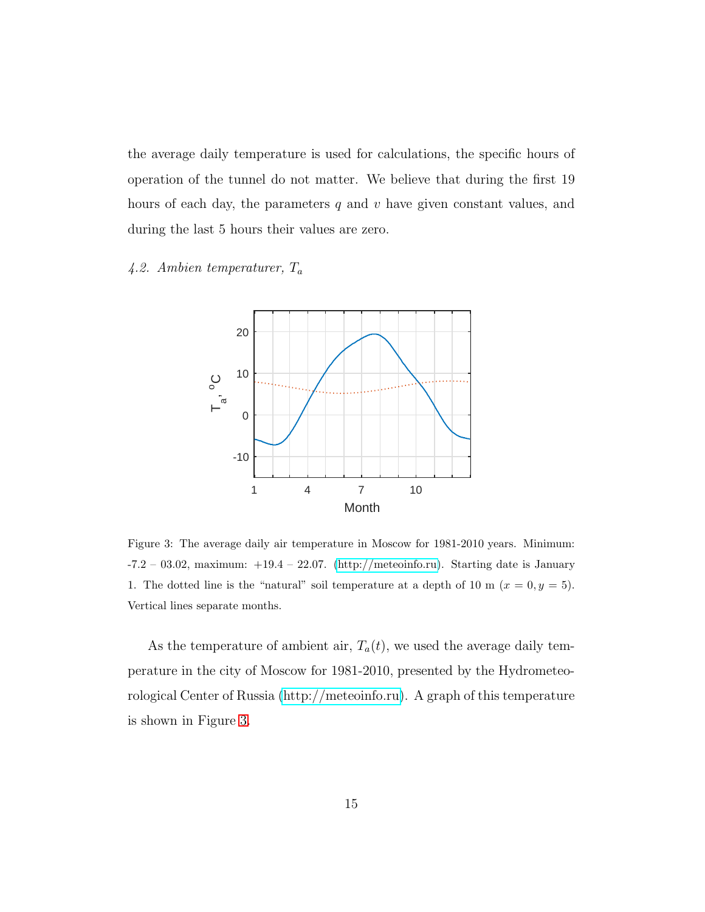the average daily temperature is used for calculations, the specific hours of operation of the tunnel do not matter. We believe that during the first 19 hours of each day, the parameters $q$ and $v$ have given constant values, and during the last 5 hours their values are zero.

### *4.2. Ambien temperaturer, $T_a$*

Figure 3: The average daily air temperature in Moscow for 1981-2010 years. Minimum: -7.2 – 03.02, maximum: +19.4 – 22.07. (http://meteoinfo.ru). Starting date is January 1. The dotted line is the "natural" soil temperature at a depth of 10 m ($x = 0, y = 5$). Vertical lines separate months.

As the temperature of ambient air, $T_a(t)$, we used the average daily temperature in the city of Moscow for 1981-2010, presented by the Hydrometeorological Center of Russia (http://meteoinfo.ru). A graph of this temperature is shown in Figure 3.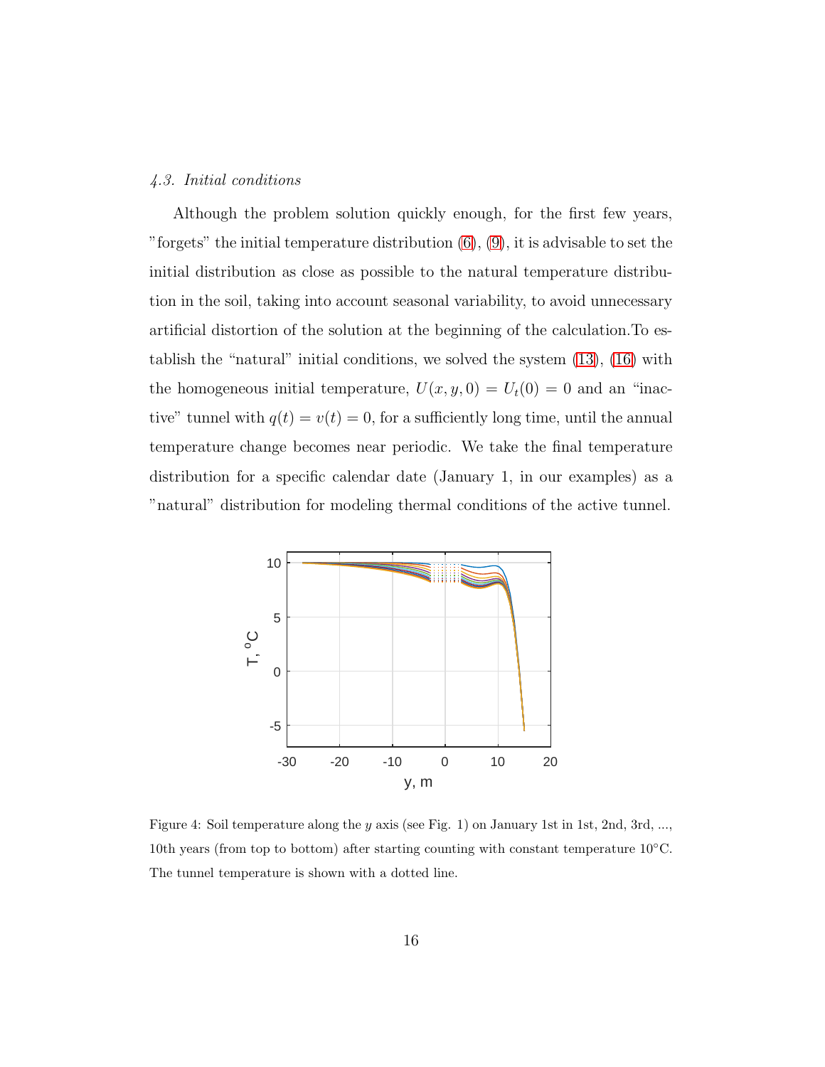### 4.3. Initial conditions

Although the problem solution quickly enough, for the first few years, "forgets" the initial temperature distribution (6), (9), it is advisable to set the initial distribution as close as possible to the natural temperature distribution in the soil, taking into account seasonal variability, to avoid unnecessary artificial distortion of the solution at the beginning of the calculation.To establish the "natural" initial conditions, we solved the system (13), (16) with the homogeneous initial temperature, $U(x, y, 0) = U_t(0) = 0$ and an "inactive" tunnel with $q(t) = v(t) = 0$, for a sufficiently long time, until the annual temperature change becomes near periodic. We take the final temperature distribution for a specific calendar date (January 1, in our examples) as a "natural" distribution for modeling thermal conditions of the active tunnel.

T, °C

10
5
0
-5

-30 -20 -10 0 10 20

y, m

Figure 4: Soil temperature along the $y$ axis (see Fig. 1) on January 1st in 1st, 2nd, 3rd, ..., 10th years (from top to bottom) after starting counting with constant temperature 10°C. The tunnel temperature is shown with a dotted line.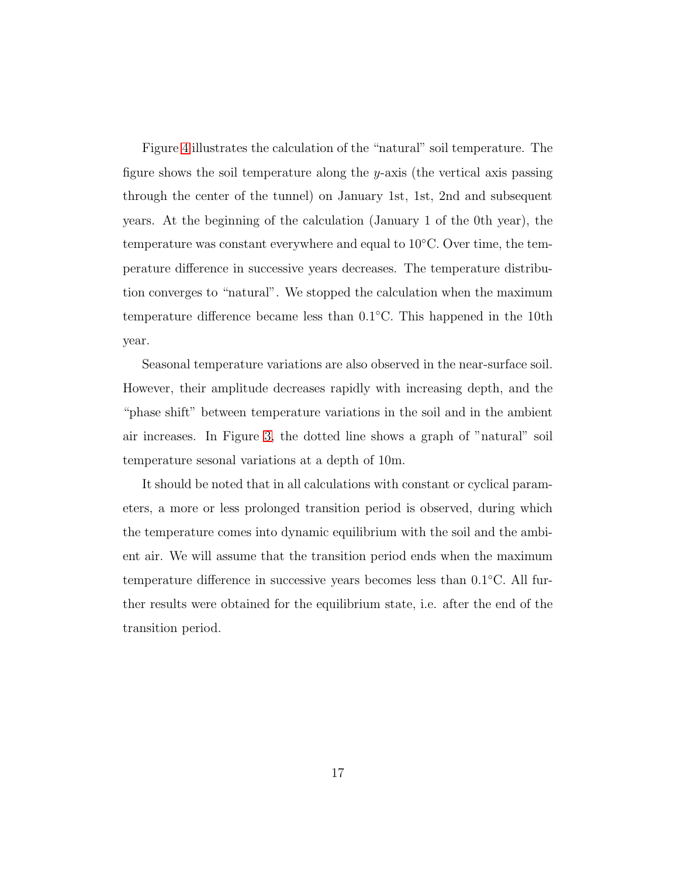Figure 4 illustrates the calculation of the "natural" soil temperature. The figure shows the soil temperature along the $y$-axis (the vertical axis passing through the center of the tunnel) on January 1st, 1st, 2nd and subsequent years. At the beginning of the calculation (January 1 of the 0th year), the temperature was constant everywhere and equal to 10°C. Over time, the temperature difference in successive years decreases. The temperature distribution converges to "natural". We stopped the calculation when the maximum temperature difference became less than 0.1°C. This happened in the 10th year.

Seasonal temperature variations are also observed in the near-surface soil. However, their amplitude decreases rapidly with increasing depth, and the "phase shift" between temperature variations in the soil and in the ambient air increases. In Figure 3, the dotted line shows a graph of "natural" soil temperature sesonal variations at a depth of 10m.

It should be noted that in all calculations with constant or cyclical parameters, a more or less prolonged transition period is observed, during which the temperature comes into dynamic equilibrium with the soil and the ambient air. We will assume that the transition period ends when the maximum temperature difference in successive years becomes less than 0.1°C. All further results were obtained for the equilibrium state, i.e. after the end of the transition period.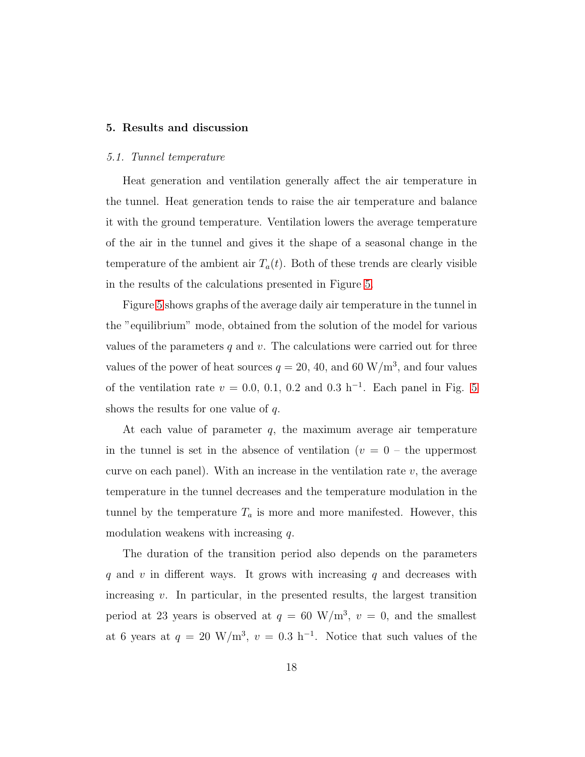## 5. Results and discussion

### *5.1. Tunnel temperature*

Heat generation and ventilation generally affect the air temperature in the tunnel. Heat generation tends to raise the air temperature and balance it with the ground temperature. Ventilation lowers the average temperature of the air in the tunnel and gives it the shape of a seasonal change in the temperature of the ambient air $T_a(t)$. Both of these trends are clearly visible in the results of the calculations presented in Figure 5.

Figure 5 shows graphs of the average daily air temperature in the tunnel in the "equilibrium" mode, obtained from the solution of the model for various values of the parameters $q$ and $v$. The calculations were carried out for three values of the power of heat sources $q = 20$, 40, and 60 W/m$^3$, and four values of the ventilation rate $v = 0.0$, 0.1, 0.2 and 0.3 h$^{-1}$. Each panel in Fig. 5 shows the results for one value of $q$.

At each value of parameter $q$, the maximum average air temperature in the tunnel is set in the absence of ventilation ($v = 0$ – the uppermost curve on each panel). With an increase in the ventilation rate $v$, the average temperature in the tunnel decreases and the temperature modulation in the tunnel by the temperature $T_a$ is more and more manifested. However, this modulation weakens with increasing $q$.

The duration of the transition period also depends on the parameters $q$ and $v$ in different ways. It grows with increasing $q$ and decreases with increasing $v$. In particular, in the presented results, the largest transition period at 23 years is observed at $q = 60$ W/m$^3$, $v = 0$, and the smallest at 6 years at $q = 20$ W/m$^3$, $v = 0.3$ h$^{-1}$. Notice that such values of the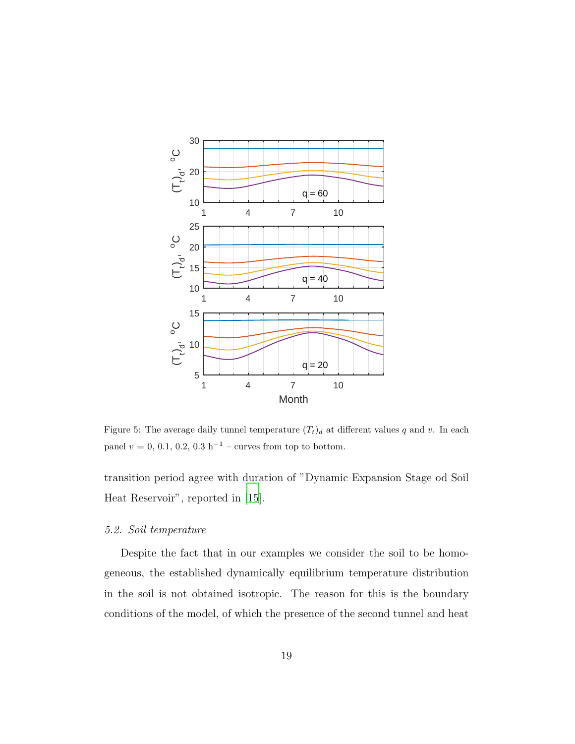30
20
10
$(T_t)_d$, °C
1
4
7
10
q = 60

25
20
15
10
$(T_t)_d$, °C
1
4
7
10
q = 40

15
10
5
$(T_t)_d$, °C
1
4
7
10
q = 20
Month

Figure 5: The average daily tunnel temperature $(T_t)_d$ at different values $q$ and $v$. In each panel $v = 0$, 0.1, 0.2, 0.3 h$^{-1}$ – curves from top to bottom.

transition period agree with duration of "Dynamic Expansion Stage od Soil Heat Reservoir", reported in [15].

### 5.2. Soil temperature

Despite the fact that in our examples we consider the soil to be homogeneous, the established dynamically equilibrium temperature distribution in the soil is not obtained isotropic. The reason for this is the boundary conditions of the model, of which the presence of the second tunnel and heat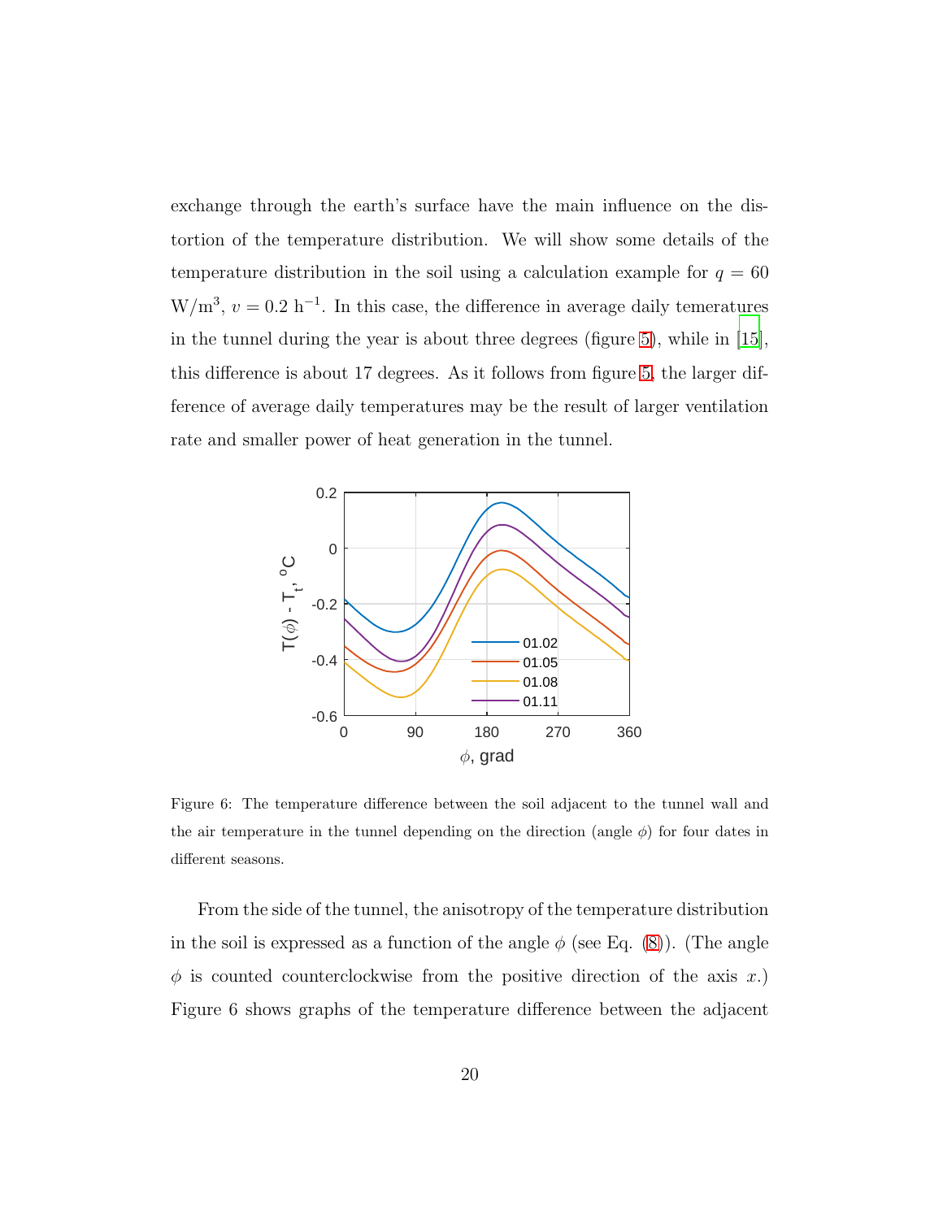exchange through the earth's surface have the main influence on the distortion of the temperature distribution. We will show some details of the temperature distribution in the soil using a calculation example for $q = 60$ W/m$^3$, $v = 0.2$ h$^{-1}$. In this case, the difference in average daily temeratures in the tunnel during the year is about three degrees (figure 5), while in [15], this difference is about 17 degrees. As it follows from figure 5, the larger difference of average daily temperatures may be the result of larger ventilation rate and smaller power of heat generation in the tunnel.

0.2
0
-0.2
-0.4
-0.6
T(ϕ) - T$_t$, $^o$C
0
90
180
270
360
ϕ, grad
01.02
01.05
01.08
01.11

Figure 6: The temperature difference between the soil adjacent to the tunnel wall and the air temperature in the tunnel depending on the direction (angle $\phi$) for four dates in different seasons.

From the side of the tunnel, the anisotropy of the temperature distribution in the soil is expressed as a function of the angle $\phi$ (see Eq. (8)). (The angle $\phi$ is counted counterclockwise from the positive direction of the axis $x$.) Figure 6 shows graphs of the temperature difference between the adjacent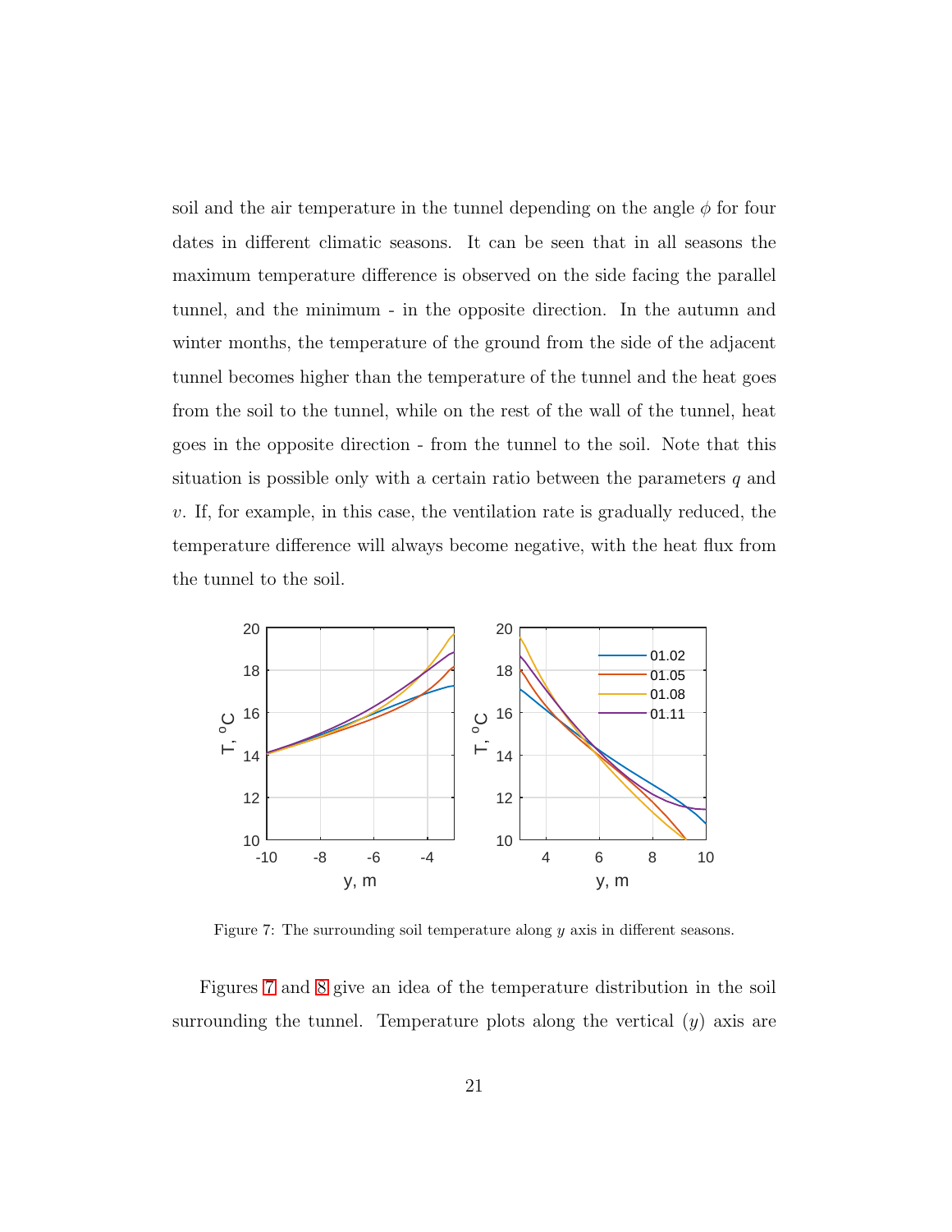soil and the air temperature in the tunnel depending on the angle $\phi$ for four dates in different climatic seasons. It can be seen that in all seasons the maximum temperature difference is observed on the side facing the parallel tunnel, and the minimum - in the opposite direction. In the autumn and winter months, the temperature of the ground from the side of the adjacent tunnel becomes higher than the temperature of the tunnel and the heat goes from the soil to the tunnel, while on the rest of the wall of the tunnel, heat goes in the opposite direction - from the tunnel to the soil. Note that this situation is possible only with a certain ratio between the parameters $q$ and $v$. If, for example, in this case, the ventilation rate is gradually reduced, the temperature difference will always become negative, with the heat flux from the tunnel to the soil.

Figure 7: The surrounding soil temperature along $y$ axis in different seasons.

Figures 7 and 8 give an idea of the temperature distribution in the soil surrounding the tunnel. Temperature plots along the vertical ($y$) axis are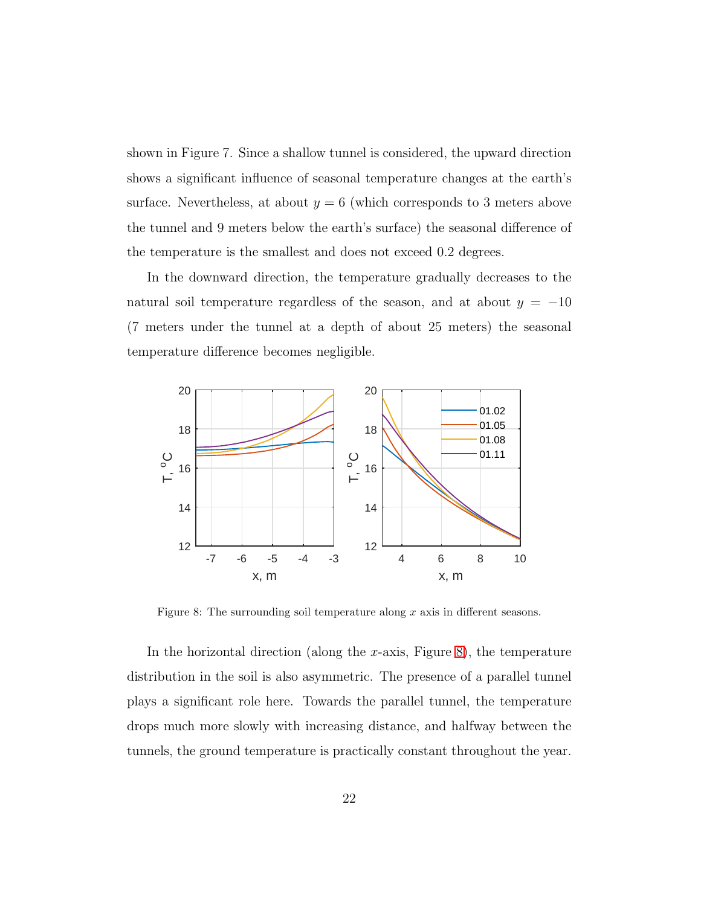shown in Figure 7. Since a shallow tunnel is considered, the upward direction shows a significant influence of seasonal temperature changes at the earth's surface. Nevertheless, at about $y = 6$ (which corresponds to 3 meters above the tunnel and 9 meters below the earth's surface) the seasonal difference of the temperature is the smallest and does not exceed 0.2 degrees.

In the downward direction, the temperature gradually decreases to the natural soil temperature regardless of the season, and at about $y = -10$ (7 meters under the tunnel at a depth of about 25 meters) the seasonal temperature difference becomes negligible.

20
18
16
14
12
T, $^o$C
-7 -6 -5 -4 -3
x, m

20
18
16
14
12
T, $^o$C
4 6 8 10
x, m
01.02
01.05
01.08
01.11

Figure 8: The surrounding soil temperature along $x$ axis in different seasons.

In the horizontal direction (along the $x$-axis, Figure 8), the temperature distribution in the soil is also asymmetric. The presence of a parallel tunnel plays a significant role here. Towards the parallel tunnel, the temperature drops much more slowly with increasing distance, and halfway between the tunnels, the ground temperature is practically constant throughout the year.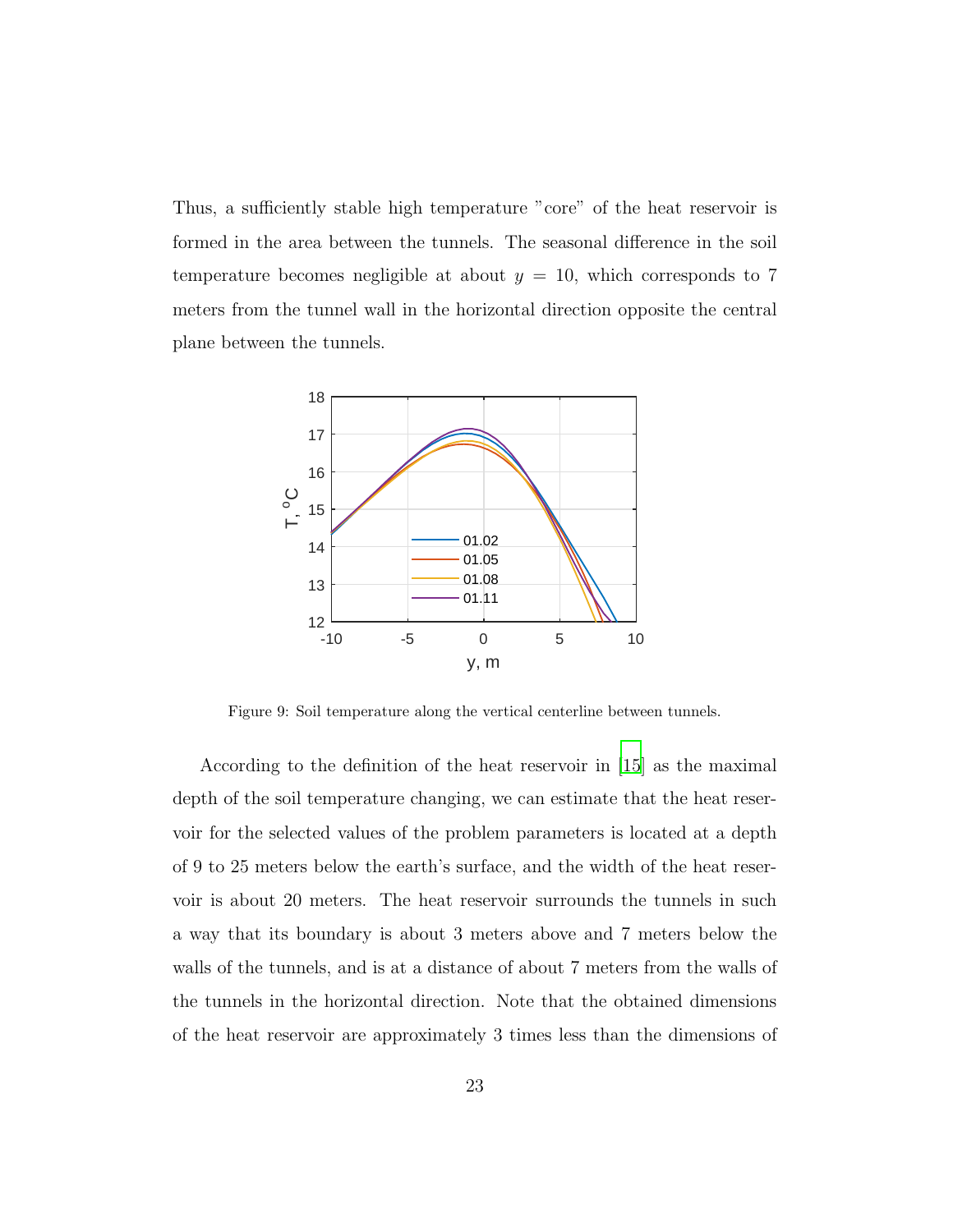Thus, a sufficiently stable high temperature "core" of the heat reservoir is formed in the area between the tunnels. The seasonal difference in the soil temperature becomes negligible at about $y = 10$, which corresponds to 7 meters from the tunnel wall in the horizontal direction opposite the central plane between the tunnels.

18
17
16
15
14
13
12
T, $^o$C
-10
-5
0
5
10
y, m
01.02
01.05
01.08
01.11

Figure 9: Soil temperature along the vertical centerline between tunnels.

According to the definition of the heat reservoir in [15] as the maximal depth of the soil temperature changing, we can estimate that the heat reservoir for the selected values of the problem parameters is located at a depth of 9 to 25 meters below the earth's surface, and the width of the heat reservoir is about 20 meters. The heat reservoir surrounds the tunnels in such a way that its boundary is about 3 meters above and 7 meters below the walls of the tunnels, and is at a distance of about 7 meters from the walls of the tunnels in the horizontal direction. Note that the obtained dimensions of the heat reservoir are approximately 3 times less than the dimensions of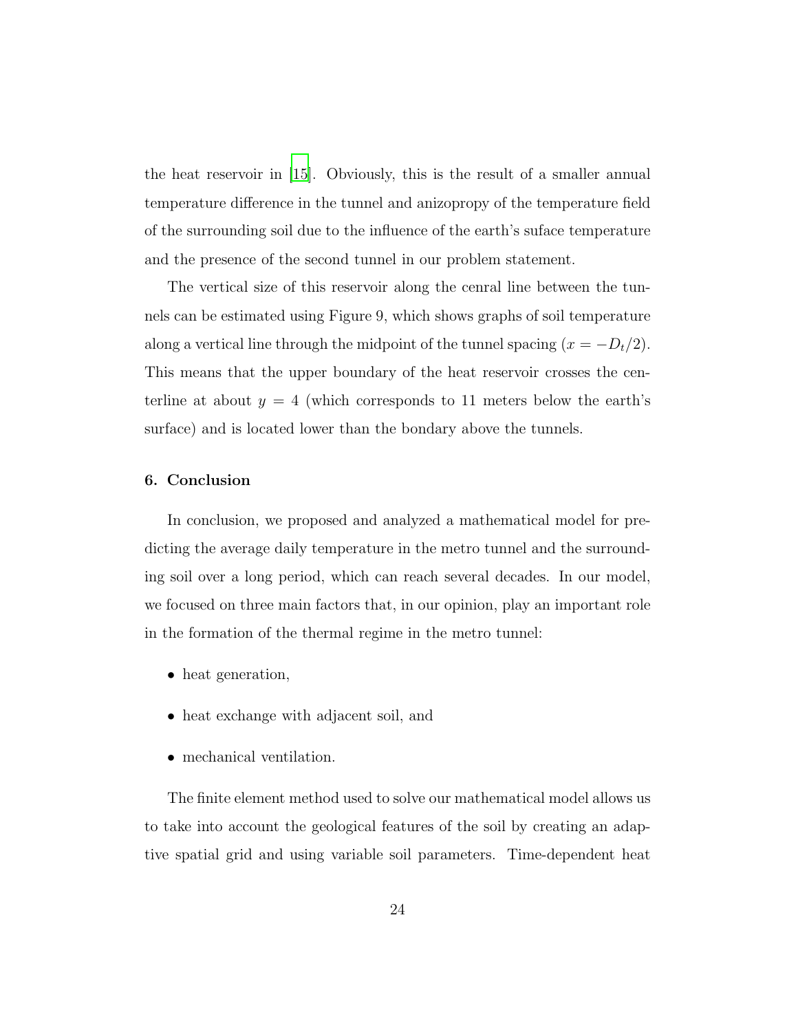the heat reservoir in [15]. Obviously, this is the result of a smaller annual temperature difference in the tunnel and anizopropy of the temperature field of the surrounding soil due to the influence of the earth's suface temperature and the presence of the second tunnel in our problem statement.

The vertical size of this reservoir along the cenral line between the tunnels can be estimated using Figure 9, which shows graphs of soil temperature along a vertical line through the midpoint of the tunnel spacing ($x = -D_t/2$). This means that the upper boundary of the heat reservoir crosses the centerline at about $y = 4$ (which corresponds to 11 meters below the earth's surface) and is located lower than the bondary above the tunnels.

## 6. Conclusion

In conclusion, we proposed and analyzed a mathematical model for predicting the average daily temperature in the metro tunnel and the surrounding soil over a long period, which can reach several decades. In our model, we focused on three main factors that, in our opinion, play an important role in the formation of the thermal regime in the metro tunnel:

- heat generation,
- heat exchange with adjacent soil, and
- mechanical ventilation.

The finite element method used to solve our mathematical model allows us to take into account the geological features of the soil by creating an adaptive spatial grid and using variable soil parameters. Time-dependent heat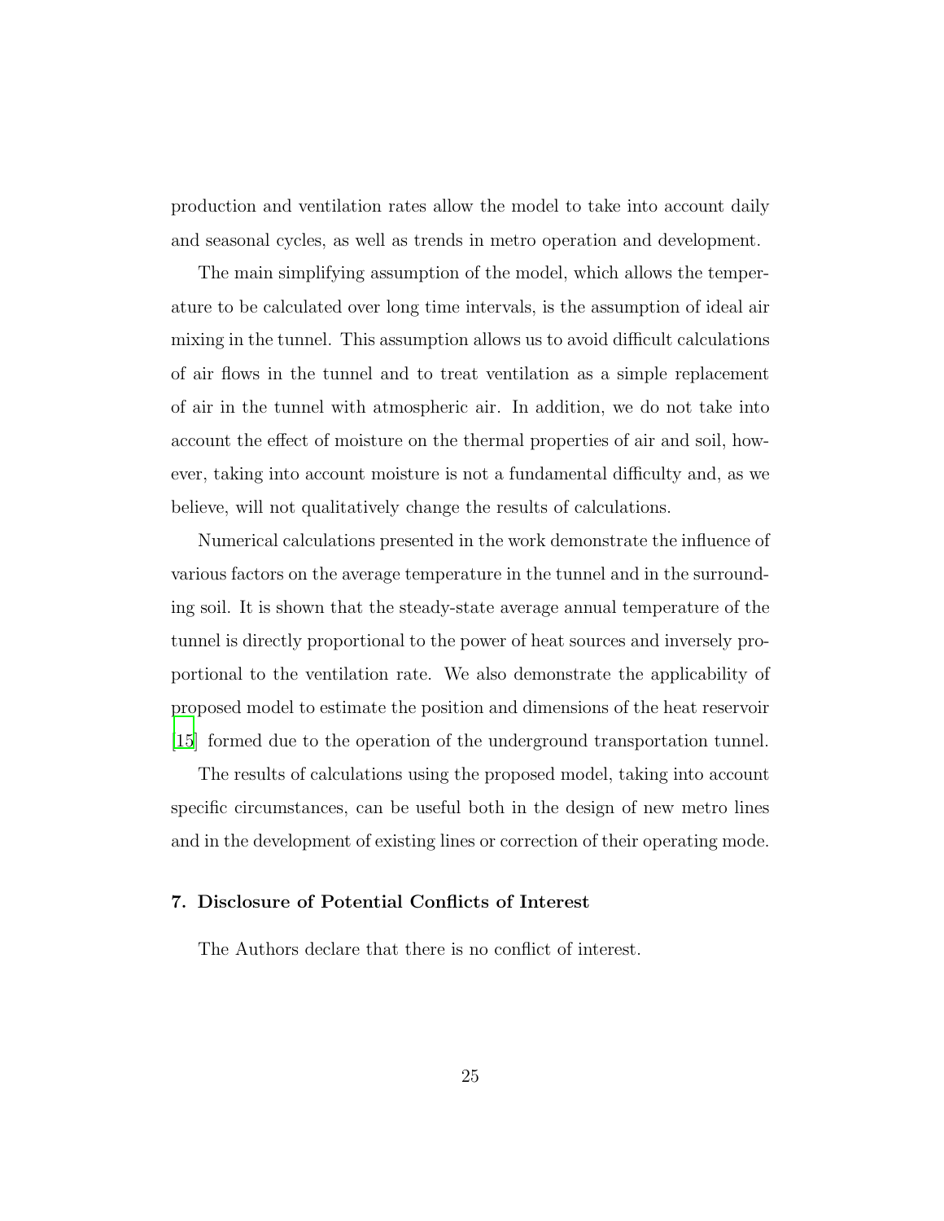production and ventilation rates allow the model to take into account daily and seasonal cycles, as well as trends in metro operation and development.

The main simplifying assumption of the model, which allows the temperature to be calculated over long time intervals, is the assumption of ideal air mixing in the tunnel. This assumption allows us to avoid difficult calculations of air flows in the tunnel and to treat ventilation as a simple replacement of air in the tunnel with atmospheric air. In addition, we do not take into account the effect of moisture on the thermal properties of air and soil, however, taking into account moisture is not a fundamental difficulty and, as we believe, will not qualitatively change the results of calculations.

Numerical calculations presented in the work demonstrate the influence of various factors on the average temperature in the tunnel and in the surrounding soil. It is shown that the steady-state average annual temperature of the tunnel is directly proportional to the power of heat sources and inversely proportional to the ventilation rate. We also demonstrate the applicability of proposed model to estimate the position and dimensions of the heat reservoir [15] formed due to the operation of the underground transportation tunnel.

The results of calculations using the proposed model, taking into account specific circumstances, can be useful both in the design of new metro lines and in the development of existing lines or correction of their operating mode.

## 7. Disclosure of Potential Conflicts of Interest

The Authors declare that there is no conflict of interest.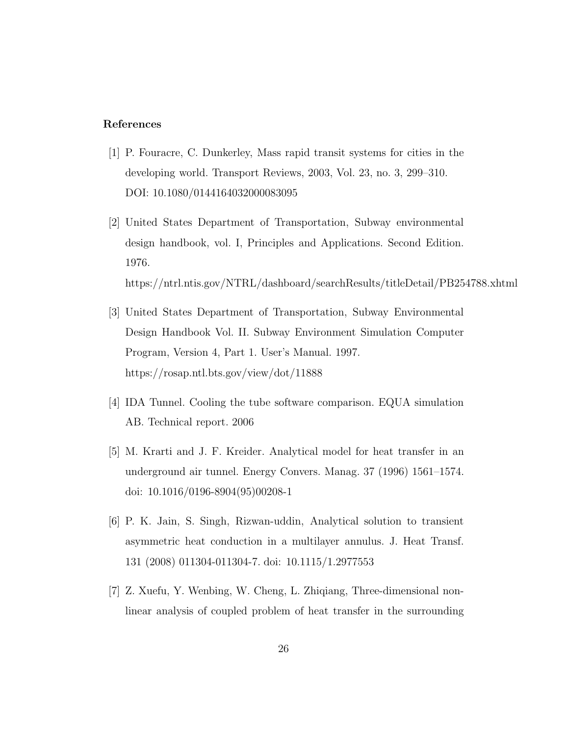**References**

[1] P. Fouracre, C. Dunkerley, Mass rapid transit systems for cities in the developing world. Transport Reviews, 2003, Vol. 23, no. 3, 299–310. DOI: 10.1080/0144164032000083095

[2] United States Department of Transportation, Subway environmental design handbook, vol. I, Principles and Applications. Second Edition. 1976. https://ntrl.ntis.gov/NTRL/dashboard/searchResults/titleDetail/PB254788.xhtml

[3] United States Department of Transportation, Subway Environmental Design Handbook Vol. II. Subway Environment Simulation Computer Program, Version 4, Part 1. User's Manual. 1997. https://rosap.ntl.bts.gov/view/dot/11888

[4] IDA Tunnel. Cooling the tube software comparison. EQUA simulation AB. Technical report. 2006

[5] M. Krarti and J. F. Kreider. Analytical model for heat transfer in an underground air tunnel. Energy Convers. Manag. 37 (1996) 1561–1574. doi: 10.1016/0196-8904(95)00208-1

[6] P. K. Jain, S. Singh, Rizwan-uddin, Analytical solution to transient asymmetric heat conduction in a multilayer annulus. J. Heat Transf. 131 (2008) 011304-011304-7. doi: 10.1115/1.2977553

[7] Z. Xuefu, Y. Wenbing, W. Cheng, L. Zhiqiang, Three-dimensional non-linear analysis of coupled problem of heat transfer in the surrounding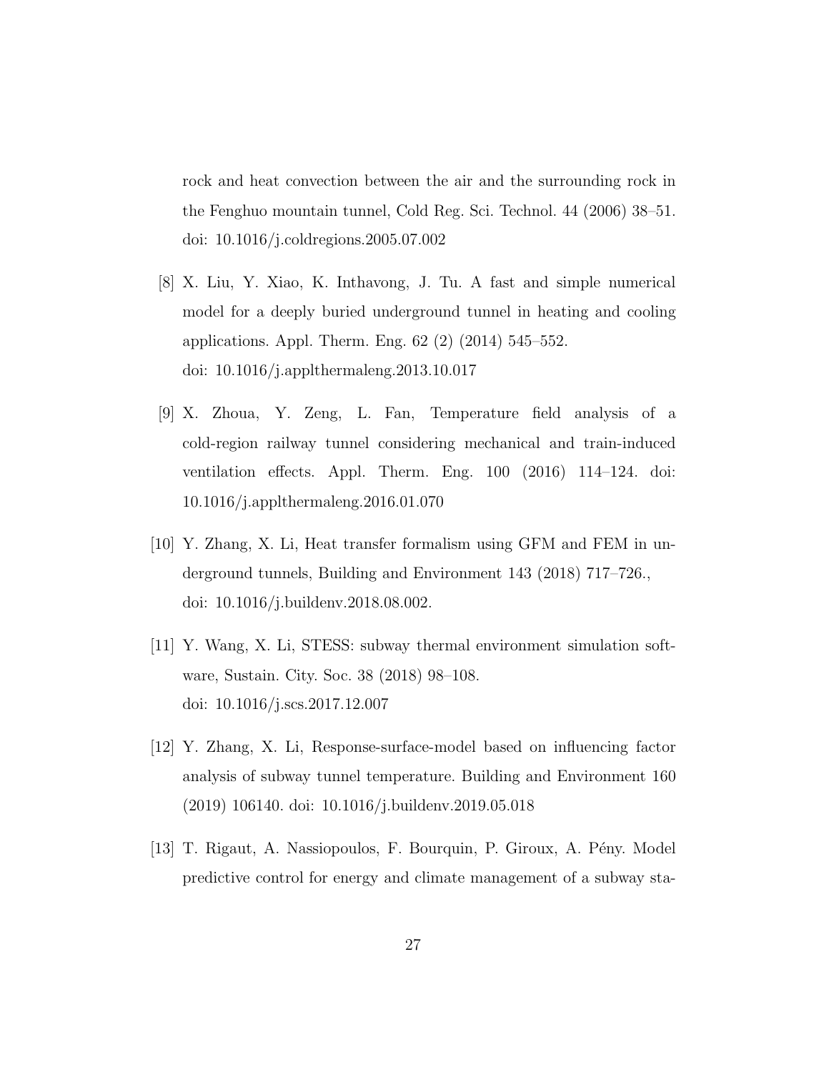rock and heat convection between the air and the surrounding rock in the Fenghuo mountain tunnel, Cold Reg. Sci. Technol. 44 (2006) 38–51. doi: 10.1016/j.coldregions.2005.07.002

[8] X. Liu, Y. Xiao, K. Inthavong, J. Tu. A fast and simple numerical model for a deeply buried underground tunnel in heating and cooling applications. Appl. Therm. Eng. 62 (2) (2014) 545–552. doi: 10.1016/j.applthermaleng.2013.10.017

[9] X. Zhoua, Y. Zeng, L. Fan, Temperature field analysis of a cold-region railway tunnel considering mechanical and train-induced ventilation effects. Appl. Therm. Eng. 100 (2016) 114–124. doi: 10.1016/j.applthermaleng.2016.01.070

[10] Y. Zhang, X. Li, Heat transfer formalism using GFM and FEM in underground tunnels, Building and Environment 143 (2018) 717–726., doi: 10.1016/j.buildenv.2018.08.002.

[11] Y. Wang, X. Li, STESS: subway thermal environment simulation software, Sustain. City. Soc. 38 (2018) 98–108. doi: 10.1016/j.scs.2017.12.007

[12] Y. Zhang, X. Li, Response-surface-model based on influencing factor analysis of subway tunnel temperature. Building and Environment 160 (2019) 106140. doi: 10.1016/j.buildenv.2019.05.018

[13] T. Rigaut, A. Nassiopoulos, F. Bourquin, P. Giroux, A. Pény. Model predictive control for energy and climate management of a subway sta-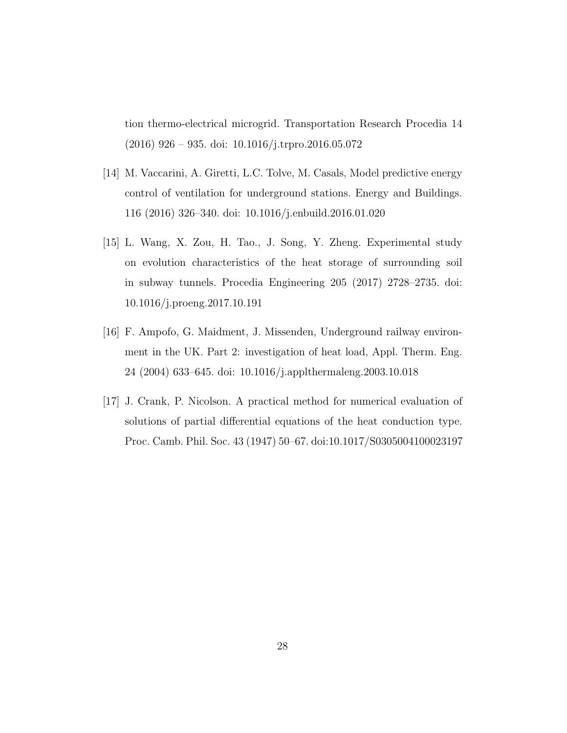tion thermo-electrical microgrid. Transportation Research Procedia 14 (2016) 926 – 935. doi: 10.1016/j.trpro.2016.05.072

[14] M. Vaccarini, A. Giretti, L.C. Tolve, M. Casals, Model predictive energy control of ventilation for underground stations. Energy and Buildings. 116 (2016) 326–340. doi: 10.1016/j.enbuild.2016.01.020

[15] L. Wang, X. Zou, H. Tao., J. Song, Y. Zheng. Experimental study on evolution characteristics of the heat storage of surrounding soil in subway tunnels. Procedia Engineering 205 (2017) 2728–2735. doi: 10.1016/j.proeng.2017.10.191

[16] F. Ampofo, G. Maidment, J. Missenden, Underground railway environment in the UK. Part 2: investigation of heat load, Appl. Therm. Eng. 24 (2004) 633–645. doi: 10.1016/j.applthermaleng.2003.10.018

[17] J. Crank, P. Nicolson. A practical method for numerical evaluation of solutions of partial differential equations of the heat conduction type. Proc. Camb. Phil. Soc. 43 (1947) 50–67. doi:10.1017/S0305004100023197